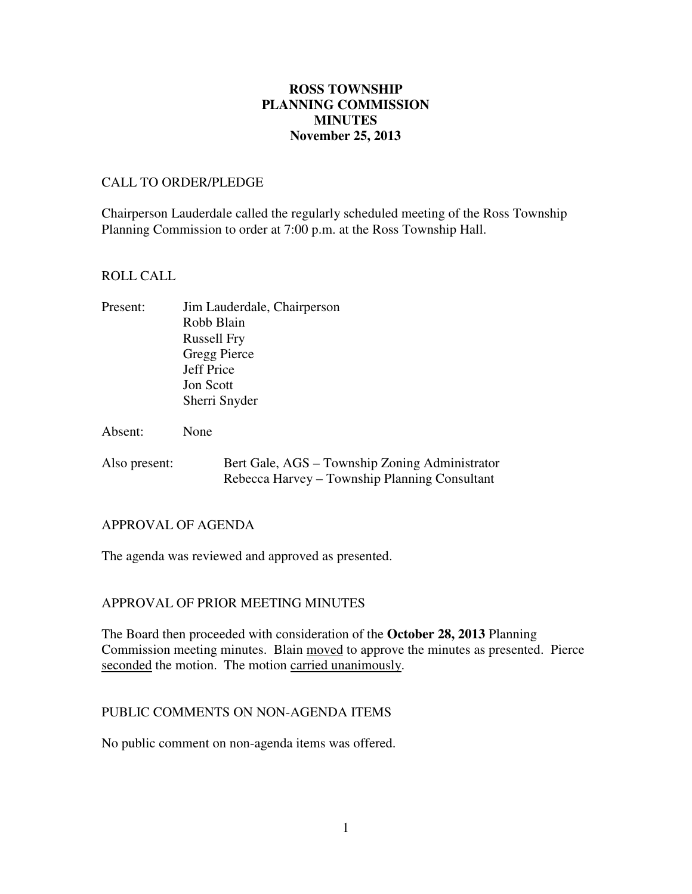# ROSS TOWNSHIP
# PLANNING COMMISSION
# MINUTES
# November 25, 2013

CALL TO ORDER/PLEDGE

Chairperson Lauderdale called the regularly scheduled meeting of the Ross Township Planning Commission to order at 7:00 p.m. at the Ross Township Hall.

ROLL CALL

Present: Jim Lauderdale, Chairperson
Robb Blain
Russell Fry
Gregg Pierce
Jeff Price
Jon Scott
Sherri Snyder

Absent: None

Also present: Bert Gale, AGS – Township Zoning Administrator
Rebecca Harvey – Township Planning Consultant

APPROVAL OF AGENDA

The agenda was reviewed and approved as presented.

APPROVAL OF PRIOR MEETING MINUTES

The Board then proceeded with consideration of the **October 28, 2013** Planning Commission meeting minutes. Blain moved to approve the minutes as presented. Pierce seconded the motion. The motion carried unanimously.

PUBLIC COMMENTS ON NON-AGENDA ITEMS

No public comment on non-agenda items was offered.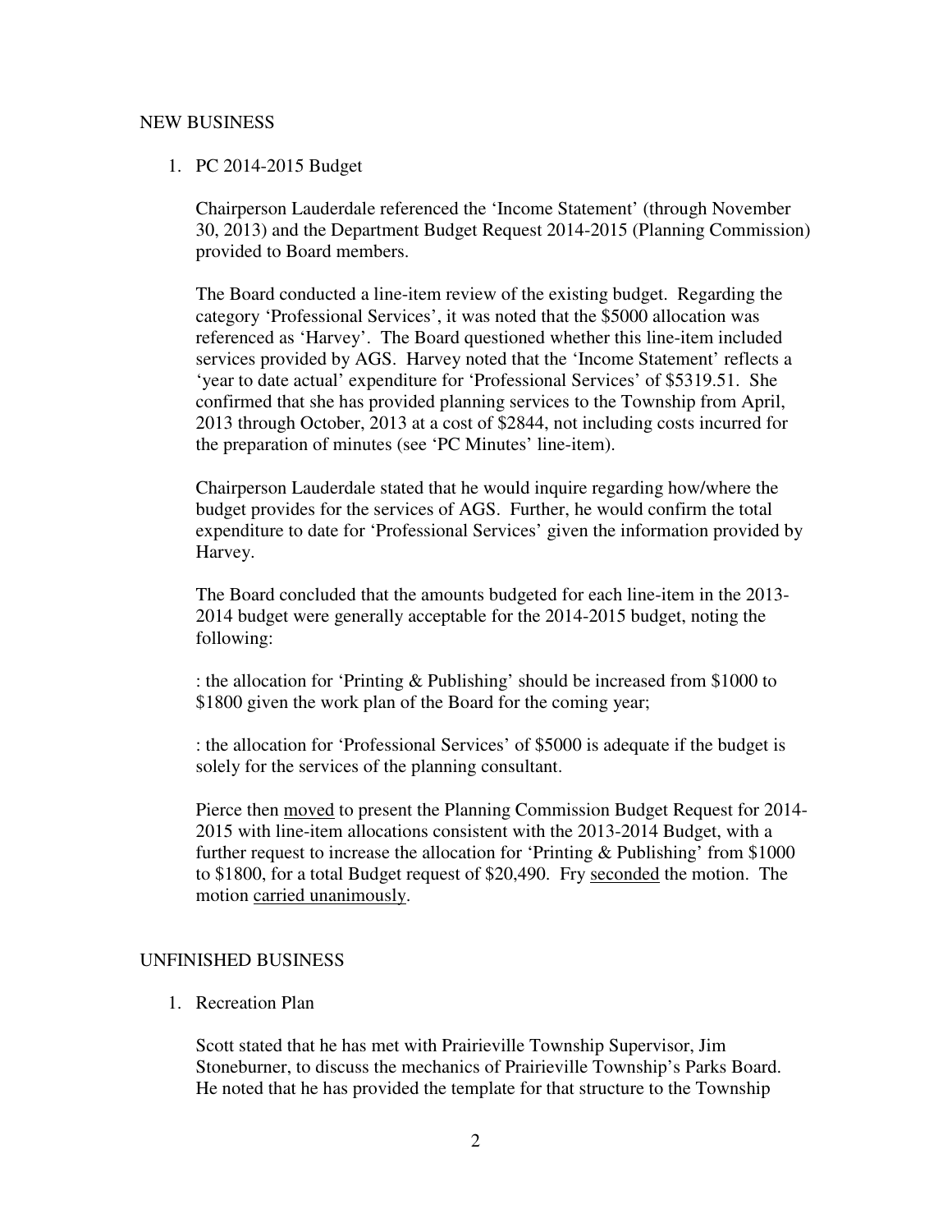## NEW BUSINESS

1. PC 2014-2015 Budget

   Chairperson Lauderdale referenced the 'Income Statement' (through November 30, 2013) and the Department Budget Request 2014-2015 (Planning Commission) provided to Board members.

   The Board conducted a line-item review of the existing budget. Regarding the category 'Professional Services', it was noted that the $5000 allocation was referenced as 'Harvey'. The Board questioned whether this line-item included services provided by AGS. Harvey noted that the 'Income Statement' reflects a 'year to date actual' expenditure for 'Professional Services' of $5319.51. She confirmed that she has provided planning services to the Township from April, 2013 through October, 2013 at a cost of $2844, not including costs incurred for the preparation of minutes (see 'PC Minutes' line-item).

   Chairperson Lauderdale stated that he would inquire regarding how/where the budget provides for the services of AGS. Further, he would confirm the total expenditure to date for 'Professional Services' given the information provided by Harvey.

   The Board concluded that the amounts budgeted for each line-item in the 2013-2014 budget were generally acceptable for the 2014-2015 budget, noting the following:

   : the allocation for 'Printing & Publishing' should be increased from $1000 to $1800 given the work plan of the Board for the coming year;

   : the allocation for 'Professional Services' of $5000 is adequate if the budget is solely for the services of the planning consultant.

   Pierce then <u>moved</u> to present the Planning Commission Budget Request for 2014-2015 with line-item allocations consistent with the 2013-2014 Budget, with a further request to increase the allocation for 'Printing & Publishing' from $1000 to $1800, for a total Budget request of $20,490. Fry <u>seconded</u> the motion. The motion <u>carried unanimously</u>.

## UNFINISHED BUSINESS

1. Recreation Plan

   Scott stated that he has met with Prairieville Township Supervisor, Jim Stoneburner, to discuss the mechanics of Prairieville Township's Parks Board. He noted that he has provided the template for that structure to the Township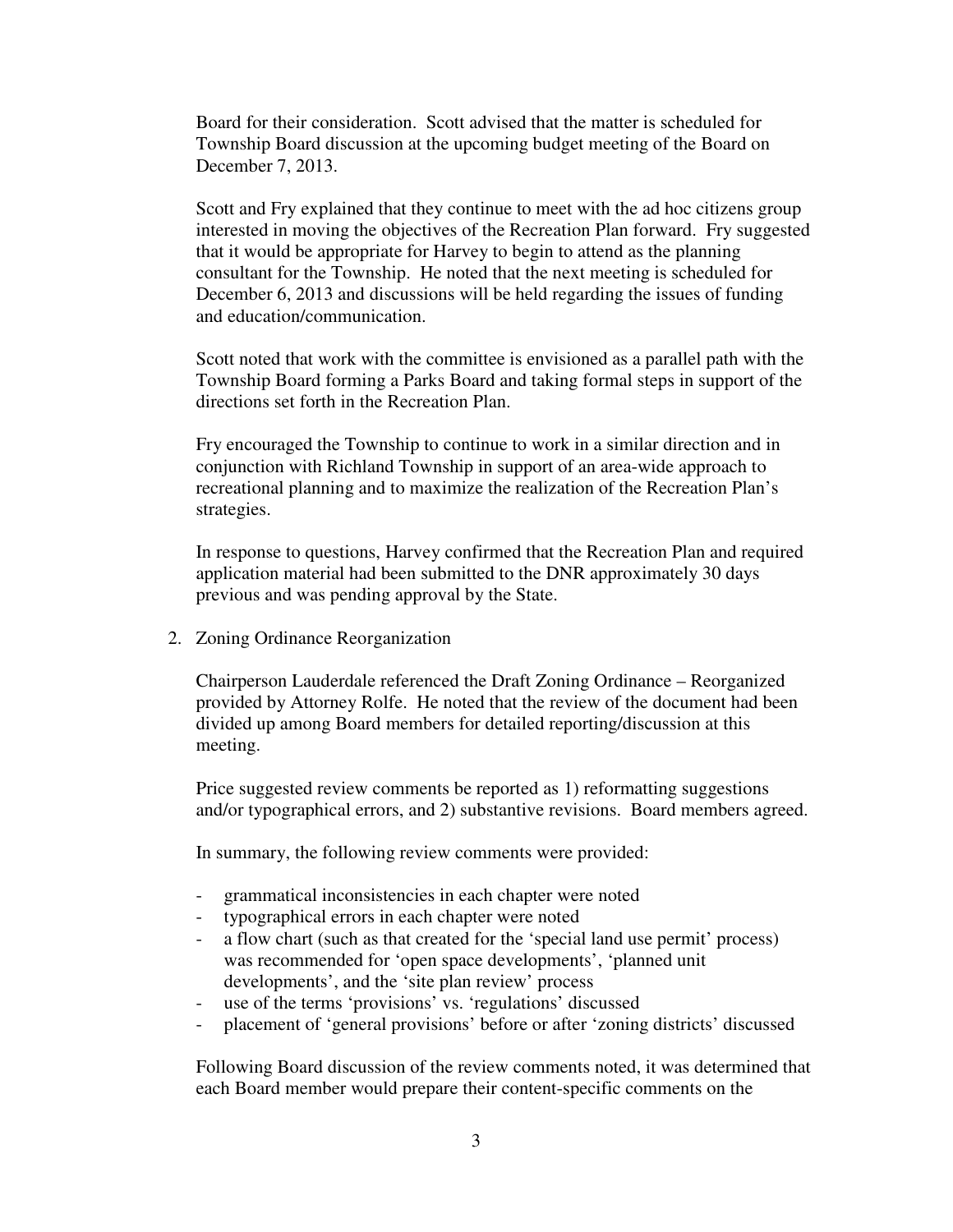Board for their consideration. Scott advised that the matter is scheduled for Township Board discussion at the upcoming budget meeting of the Board on December 7, 2013.

Scott and Fry explained that they continue to meet with the ad hoc citizens group interested in moving the objectives of the Recreation Plan forward. Fry suggested that it would be appropriate for Harvey to begin to attend as the planning consultant for the Township. He noted that the next meeting is scheduled for December 6, 2013 and discussions will be held regarding the issues of funding and education/communication.

Scott noted that work with the committee is envisioned as a parallel path with the Township Board forming a Parks Board and taking formal steps in support of the directions set forth in the Recreation Plan.

Fry encouraged the Township to continue to work in a similar direction and in conjunction with Richland Township in support of an area-wide approach to recreational planning and to maximize the realization of the Recreation Plan's strategies.

In response to questions, Harvey confirmed that the Recreation Plan and required application material had been submitted to the DNR approximately 30 days previous and was pending approval by the State.

2. Zoning Ordinance Reorganization

Chairperson Lauderdale referenced the Draft Zoning Ordinance – Reorganized provided by Attorney Rolfe. He noted that the review of the document had been divided up among Board members for detailed reporting/discussion at this meeting.

Price suggested review comments be reported as 1) reformatting suggestions and/or typographical errors, and 2) substantive revisions. Board members agreed.

In summary, the following review comments were provided:

- grammatical inconsistencies in each chapter were noted
- typographical errors in each chapter were noted
- a flow chart (such as that created for the 'special land use permit' process) was recommended for 'open space developments', 'planned unit developments', and the 'site plan review' process
- use of the terms 'provisions' vs. 'regulations' discussed
- placement of 'general provisions' before or after 'zoning districts' discussed

Following Board discussion of the review comments noted, it was determined that each Board member would prepare their content-specific comments on the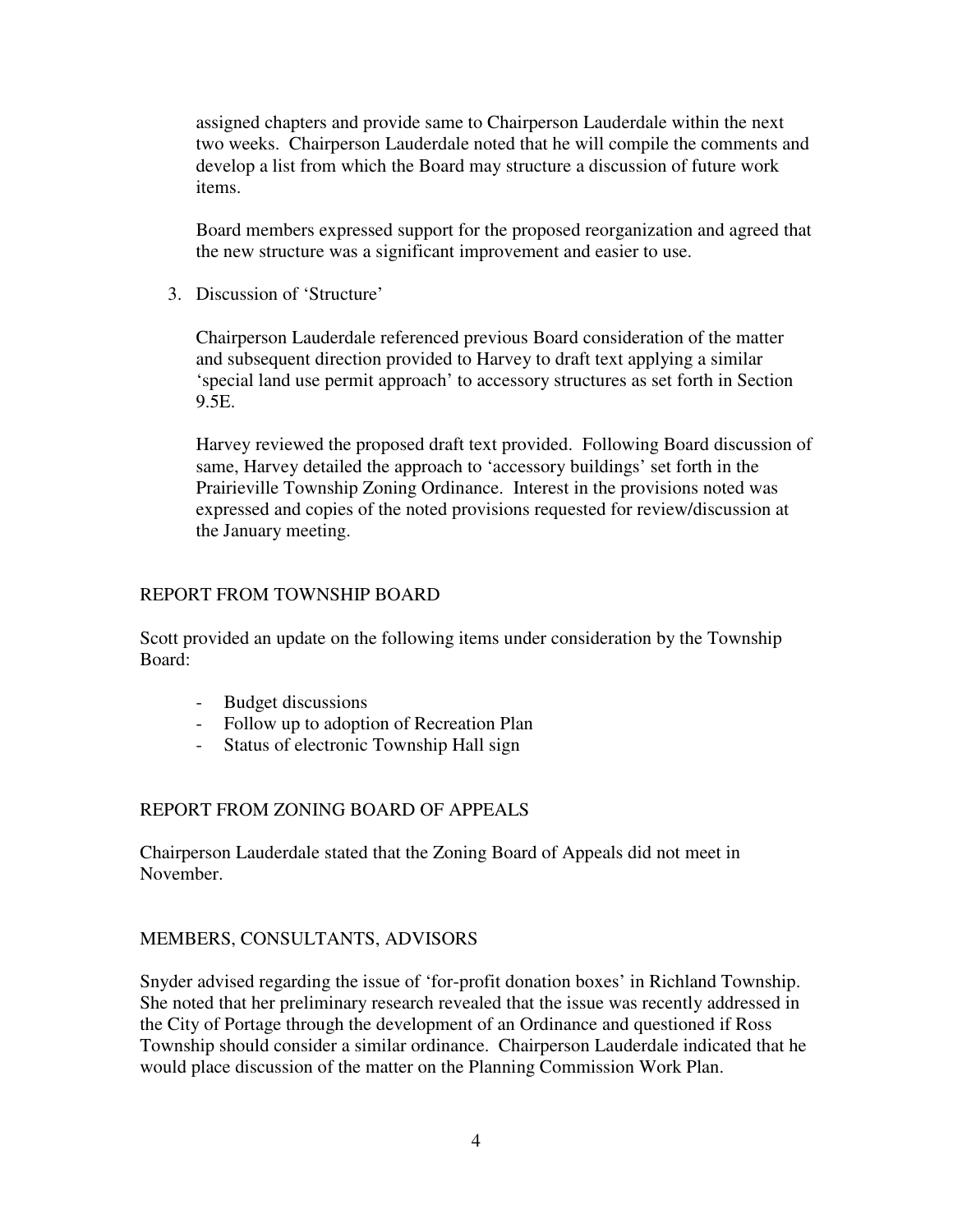assigned chapters and provide same to Chairperson Lauderdale within the next two weeks. Chairperson Lauderdale noted that he will compile the comments and develop a list from which the Board may structure a discussion of future work items.

Board members expressed support for the proposed reorganization and agreed that the new structure was a significant improvement and easier to use.

3. Discussion of 'Structure'

   Chairperson Lauderdale referenced previous Board consideration of the matter and subsequent direction provided to Harvey to draft text applying a similar 'special land use permit approach' to accessory structures as set forth in Section 9.5E.

   Harvey reviewed the proposed draft text provided. Following Board discussion of same, Harvey detailed the approach to 'accessory buildings' set forth in the Prairieville Township Zoning Ordinance. Interest in the provisions noted was expressed and copies of the noted provisions requested for review/discussion at the January meeting.

## REPORT FROM TOWNSHIP BOARD

Scott provided an update on the following items under consideration by the Township Board:

- Budget discussions
- Follow up to adoption of Recreation Plan
- Status of electronic Township Hall sign

## REPORT FROM ZONING BOARD OF APPEALS

Chairperson Lauderdale stated that the Zoning Board of Appeals did not meet in November.

## MEMBERS, CONSULTANTS, ADVISORS

Snyder advised regarding the issue of 'for-profit donation boxes' in Richland Township. She noted that her preliminary research revealed that the issue was recently addressed in the City of Portage through the development of an Ordinance and questioned if Ross Township should consider a similar ordinance. Chairperson Lauderdale indicated that he would place discussion of the matter on the Planning Commission Work Plan.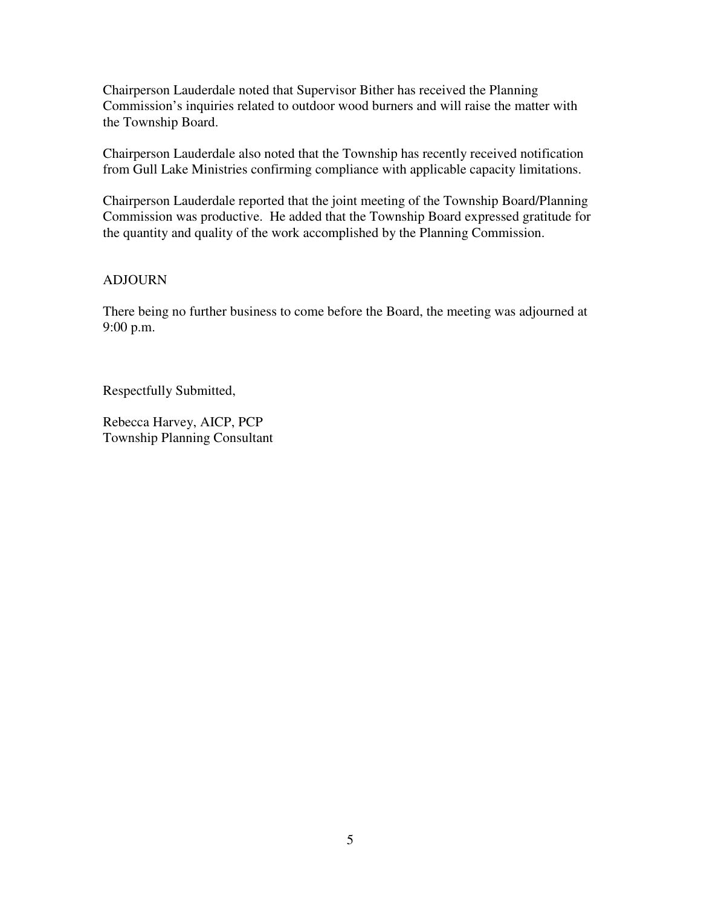Chairperson Lauderdale noted that Supervisor Bither has received the Planning Commission's inquiries related to outdoor wood burners and will raise the matter with the Township Board.

Chairperson Lauderdale also noted that the Township has recently received notification from Gull Lake Ministries confirming compliance with applicable capacity limitations.

Chairperson Lauderdale reported that the joint meeting of the Township Board/Planning Commission was productive. He added that the Township Board expressed gratitude for the quantity and quality of the work accomplished by the Planning Commission.

## ADJOURN

There being no further business to come before the Board, the meeting was adjourned at 9:00 p.m.

Respectfully Submitted,

Rebecca Harvey, AICP, PCP
Township Planning Consultant